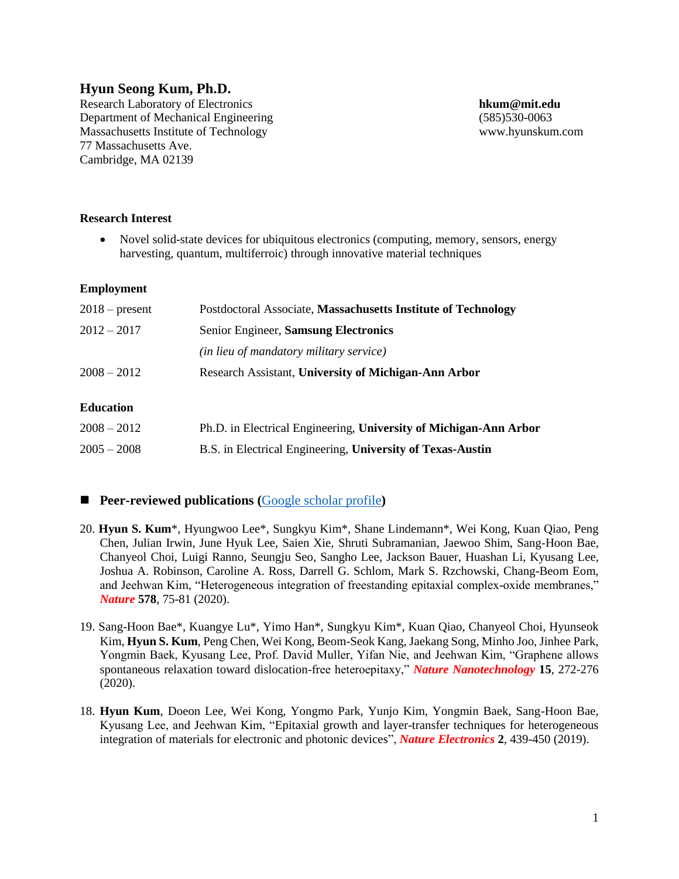# Hyun Seong Kum, Ph.D.

Research Laboratory of Electronics
Department of Mechanical Engineering
Massachusetts Institute of Technology
77 Massachusetts Ave.
Cambridge, MA 02139

**hkum@mit.edu**
(585)530-0063
www.hyunskum.com

### Research Interest

- Novel solid-state devices for ubiquitous electronics (computing, memory, sensors, energy harvesting, quantum, multiferroic) through innovative material techniques

### Employment

| | |
|---|---|
| 2018 – present | Postdoctoral Associate, **Massachusetts Institute of Technology** |
| 2012 – 2017 | Senior Engineer, **Samsung Electronics** |
| | *(in lieu of mandatory military service)* |
| 2008 – 2012 | Research Assistant, **University of Michigan-Ann Arbor** |

### Education

| | |
|---|---|
| 2008 – 2012 | Ph.D. in Electrical Engineering, **University of Michigan-Ann Arbor** |
| 2005 – 2008 | B.S. in Electrical Engineering, **University of Texas-Austin** |

### ■ Peer-reviewed publications (Google scholar profile)

20. **Hyun S. Kum***, Hyungwoo Lee*, Sungkyu Kim*, Shane Lindemann*, Wei Kong, Kuan Qiao, Peng Chen, Julian Irwin, June Hyuk Lee, Saien Xie, Shruti Subramanian, Jaewoo Shim, Sang-Hoon Bae, Chanyeol Choi, Luigi Ranno, Seungju Seo, Sangho Lee, Jackson Bauer, Huashan Li, Kyusang Lee, Joshua A. Robinson, Caroline A. Ross, Darrell G. Schlom, Mark S. Rzchowski, Chang-Beom Eom, and Jeehwan Kim, "Heterogeneous integration of freestanding epitaxial complex-oxide membranes," ***Nature*** **578**, 75-81 (2020).

19. Sang-Hoon Bae*, Kuangye Lu*, Yimo Han*, Sungkyu Kim*, Kuan Qiao, Chanyeol Choi, Hyunseok Kim, **Hyun S. Kum**, Peng Chen, Wei Kong, Beom-Seok Kang, Jaekang Song, Minho Joo, Jinhee Park, Yongmin Baek, Kyusang Lee, Prof. David Muller, Yifan Nie, and Jeehwan Kim, "Graphene allows spontaneous relaxation toward dislocation-free heteroepitaxy," ***Nature Nanotechnology*** **15**, 272-276 (2020).

18. **Hyun Kum**, Doeon Lee, Wei Kong, Yongmo Park, Yunjo Kim, Yongmin Baek, Sang-Hoon Bae, Kyusang Lee, and Jeehwan Kim, "Epitaxial growth and layer-transfer techniques for heterogeneous integration of materials for electronic and photonic devices", ***Nature Electronics*** **2**, 439-450 (2019).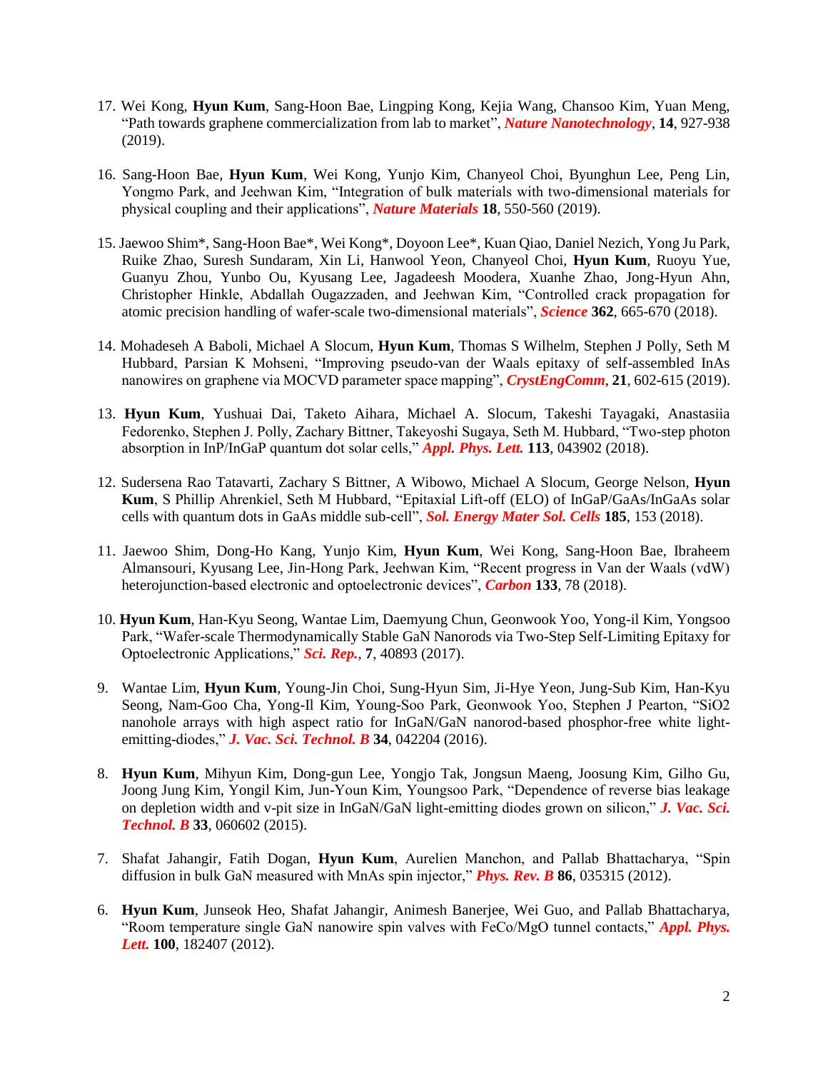17. Wei Kong, **Hyun Kum**, Sang-Hoon Bae, Lingping Kong, Kejia Wang, Chansoo Kim, Yuan Meng, "Path towards graphene commercialization from lab to market", ***Nature Nanotechnology***, **14**, 927-938 (2019).

16. Sang-Hoon Bae, **Hyun Kum**, Wei Kong, Yunjo Kim, Chanyeol Choi, Byunghun Lee, Peng Lin, Yongmo Park, and Jeehwan Kim, "Integration of bulk materials with two-dimensional materials for physical coupling and their applications", ***Nature Materials*** **18**, 550-560 (2019).

15. Jaewoo Shim*, Sang-Hoon Bae*, Wei Kong*, Doyoon Lee*, Kuan Qiao, Daniel Nezich, Yong Ju Park, Ruike Zhao, Suresh Sundaram, Xin Li, Hanwool Yeon, Chanyeol Choi, **Hyun Kum**, Ruoyu Yue, Guanyu Zhou, Yunbo Ou, Kyusang Lee, Jagadeesh Moodera, Xuanhe Zhao, Jong-Hyun Ahn, Christopher Hinkle, Abdallah Ougazzaden, and Jeehwan Kim, "Controlled crack propagation for atomic precision handling of wafer-scale two-dimensional materials", ***Science*** **362**, 665-670 (2018).

14. Mohadeseh A Baboli, Michael A Slocum, **Hyun Kum**, Thomas S Wilhelm, Stephen J Polly, Seth M Hubbard, Parsian K Mohseni, "Improving pseudo-van der Waals epitaxy of self-assembled InAs nanowires on graphene via MOCVD parameter space mapping", ***CrystEngComm***, **21**, 602-615 (2019).

13. **Hyun Kum**, Yushuai Dai, Taketo Aihara, Michael A. Slocum, Takeshi Tayagaki, Anastasiia Fedorenko, Stephen J. Polly, Zachary Bittner, Takeyoshi Sugaya, Seth M. Hubbard, "Two-step photon absorption in InP/InGaP quantum dot solar cells," ***Appl. Phys. Lett.*** **113**, 043902 (2018).

12. Sudersena Rao Tatavarti, Zachary S Bittner, A Wibowo, Michael A Slocum, George Nelson, **Hyun Kum**, S Phillip Ahrenkiel, Seth M Hubbard, "Epitaxial Lift-off (ELO) of InGaP/GaAs/InGaAs solar cells with quantum dots in GaAs middle sub-cell", ***Sol. Energy Mater Sol. Cells*** **185**, 153 (2018).

11. Jaewoo Shim, Dong-Ho Kang, Yunjo Kim, **Hyun Kum**, Wei Kong, Sang-Hoon Bae, Ibraheem Almansouri, Kyusang Lee, Jin-Hong Park, Jeehwan Kim, "Recent progress in Van der Waals (vdW) heterojunction-based electronic and optoelectronic devices", ***Carbon*** **133**, 78 (2018).

10. **Hyun Kum**, Han-Kyu Seong, Wantae Lim, Daemyung Chun, Geonwook Yoo, Yong-il Kim, Yongsoo Park, "Wafer-scale Thermodynamically Stable GaN Nanorods via Two-Step Self-Limiting Epitaxy for Optoelectronic Applications," ***Sci. Rep.***, **7**, 40893 (2017).

9. Wantae Lim, **Hyun Kum**, Young-Jin Choi, Sung-Hyun Sim, Ji-Hye Yeon, Jung-Sub Kim, Han-Kyu Seong, Nam-Goo Cha, Yong-Il Kim, Young-Soo Park, Geonwook Yoo, Stephen J Pearton, "SiO2 nanohole arrays with high aspect ratio for InGaN/GaN nanorod-based phosphor-free white light-emitting-diodes," ***J. Vac. Sci. Technol. B*** **34**, 042204 (2016).

8. **Hyun Kum**, Mihyun Kim, Dong-gun Lee, Yongjo Tak, Jongsun Maeng, Joosung Kim, Gilho Gu, Joong Jung Kim, Yongil Kim, Jun-Youn Kim, Youngsoo Park, "Dependence of reverse bias leakage on depletion width and v-pit size in InGaN/GaN light-emitting diodes grown on silicon," ***J. Vac. Sci. Technol. B*** **33**, 060602 (2015).

7. Shafat Jahangir, Fatih Dogan, **Hyun Kum**, Aurelien Manchon, and Pallab Bhattacharya, "Spin diffusion in bulk GaN measured with MnAs spin injector," ***Phys. Rev. B*** **86**, 035315 (2012).

6. **Hyun Kum**, Junseok Heo, Shafat Jahangir, Animesh Banerjee, Wei Guo, and Pallab Bhattacharya, "Room temperature single GaN nanowire spin valves with FeCo/MgO tunnel contacts," ***Appl. Phys. Lett.*** **100**, 182407 (2012).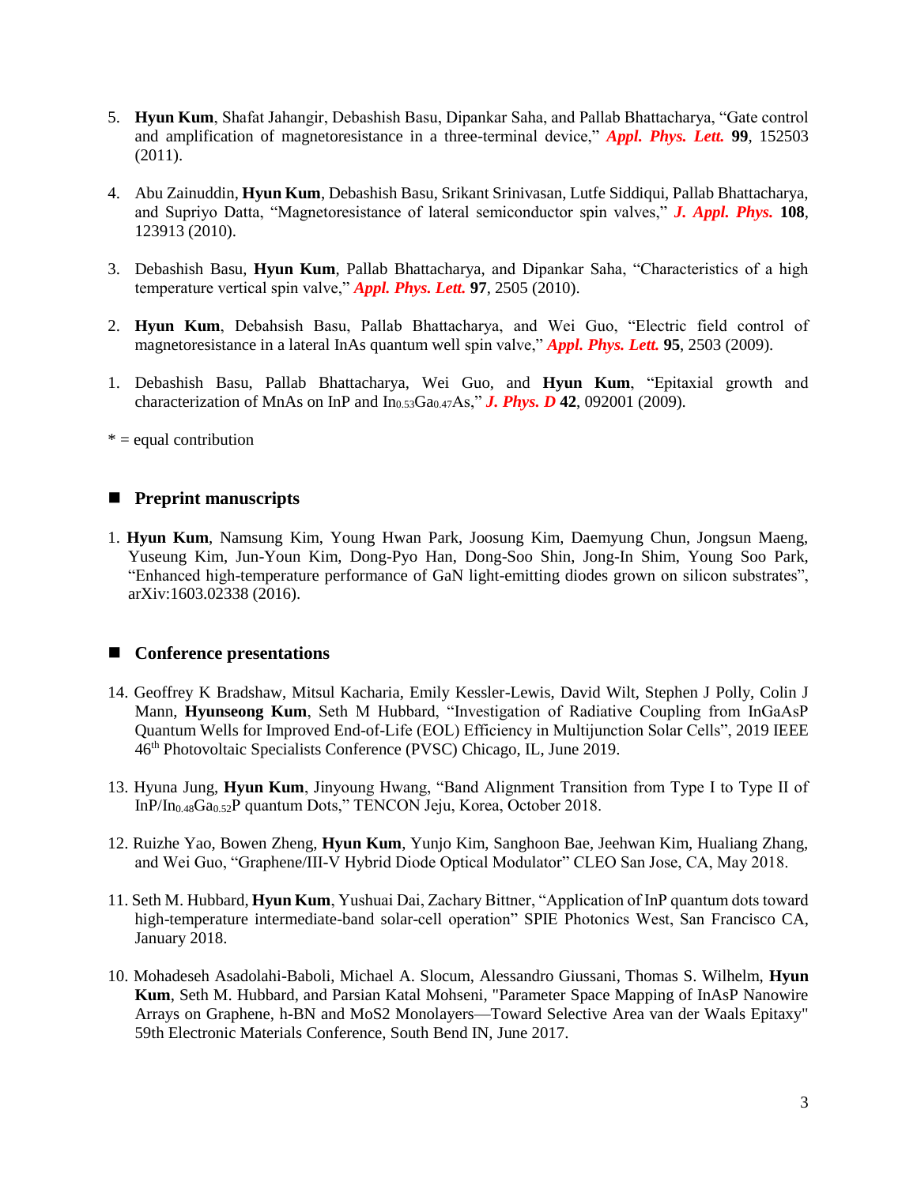5. **Hyun Kum**, Shafat Jahangir, Debashish Basu, Dipankar Saha, and Pallab Bhattacharya, "Gate control and amplification of magnetoresistance in a three-terminal device," ***Appl. Phys. Lett.*** **99**, 152503 (2011).

4. Abu Zainuddin, **Hyun Kum**, Debashish Basu, Srikant Srinivasan, Lutfe Siddiqui, Pallab Bhattacharya, and Supriyo Datta, "Magnetoresistance of lateral semiconductor spin valves," ***J. Appl. Phys.*** **108**, 123913 (2010).

3. Debashish Basu, **Hyun Kum**, Pallab Bhattacharya, and Dipankar Saha, "Characteristics of a high temperature vertical spin valve," ***Appl. Phys. Lett.*** **97**, 2505 (2010).

2. **Hyun Kum**, Debahsish Basu, Pallab Bhattacharya, and Wei Guo, "Electric field control of magnetoresistance in a lateral InAs quantum well spin valve," ***Appl. Phys. Lett.*** **95**, 2503 (2009).

1. Debashish Basu, Pallab Bhattacharya, Wei Guo, and **Hyun Kum**, "Epitaxial growth and characterization of MnAs on InP and $In_{0.53}Ga_{0.47}As$," ***J. Phys. D*** **42**, 092001 (2009).

* = equal contribution

## Preprint manuscripts

1. **Hyun Kum**, Namsung Kim, Young Hwan Park, Joosung Kim, Daemyung Chun, Jongsun Maeng, Yuseung Kim, Jun-Youn Kim, Dong-Pyo Han, Dong-Soo Shin, Jong-In Shim, Young Soo Park, "Enhanced high-temperature performance of GaN light-emitting diodes grown on silicon substrates", arXiv:1603.02338 (2016).

## Conference presentations

14. Geoffrey K Bradshaw, Mitsul Kacharia, Emily Kessler-Lewis, David Wilt, Stephen J Polly, Colin J Mann, **Hyunseong Kum**, Seth M Hubbard, "Investigation of Radiative Coupling from InGaAsP Quantum Wells for Improved End-of-Life (EOL) Efficiency in Multijunction Solar Cells", 2019 IEEE 46th Photovoltaic Specialists Conference (PVSC) Chicago, IL, June 2019.

13. Hyuna Jung, **Hyun Kum**, Jinyoung Hwang, "Band Alignment Transition from Type I to Type II of $InP/In_{0.48}Ga_{0.52}P$ quantum Dots," TENCON Jeju, Korea, October 2018.

12. Ruizhe Yao, Bowen Zheng, **Hyun Kum**, Yunjo Kim, Sanghoon Bae, Jeehwan Kim, Hualiang Zhang, and Wei Guo, "Graphene/III-V Hybrid Diode Optical Modulator" CLEO San Jose, CA, May 2018.

11. Seth M. Hubbard, **Hyun Kum**, Yushuai Dai, Zachary Bittner, "Application of InP quantum dots toward high-temperature intermediate-band solar-cell operation" SPIE Photonics West, San Francisco CA, January 2018.

10. Mohadeseh Asadolahi-Baboli, Michael A. Slocum, Alessandro Giussani, Thomas S. Wilhelm, **Hyun Kum**, Seth M. Hubbard, and Parsian Katal Mohseni, "Parameter Space Mapping of InAsP Nanowire Arrays on Graphene, h-BN and MoS2 Monolayers—Toward Selective Area van der Waals Epitaxy" 59th Electronic Materials Conference, South Bend IN, June 2017.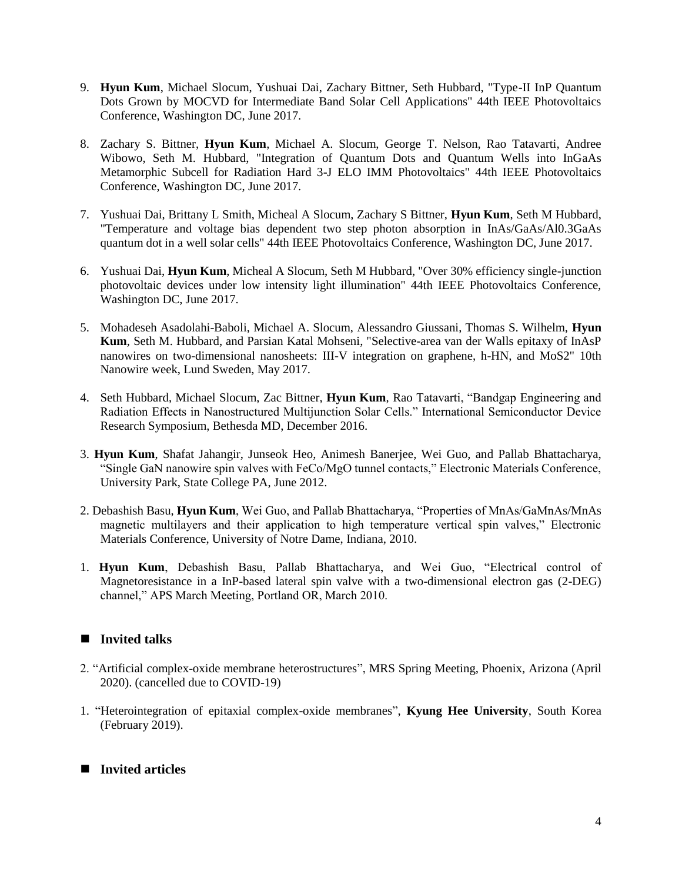9. **Hyun Kum**, Michael Slocum, Yushuai Dai, Zachary Bittner, Seth Hubbard, "Type-II InP Quantum Dots Grown by MOCVD for Intermediate Band Solar Cell Applications" 44th IEEE Photovoltaics Conference, Washington DC, June 2017.

8. Zachary S. Bittner, **Hyun Kum**, Michael A. Slocum, George T. Nelson, Rao Tatavarti, Andree Wibowo, Seth M. Hubbard, "Integration of Quantum Dots and Quantum Wells into InGaAs Metamorphic Subcell for Radiation Hard 3-J ELO IMM Photovoltaics" 44th IEEE Photovoltaics Conference, Washington DC, June 2017.

7. Yushuai Dai, Brittany L Smith, Micheal A Slocum, Zachary S Bittner, **Hyun Kum**, Seth M Hubbard, "Temperature and voltage bias dependent two step photon absorption in InAs/GaAs/Al0.3GaAs quantum dot in a well solar cells" 44th IEEE Photovoltaics Conference, Washington DC, June 2017.

6. Yushuai Dai, **Hyun Kum**, Micheal A Slocum, Seth M Hubbard, "Over 30% efficiency single-junction photovoltaic devices under low intensity light illumination" 44th IEEE Photovoltaics Conference, Washington DC, June 2017.

5. Mohadeseh Asadolahi-Baboli, Michael A. Slocum, Alessandro Giussani, Thomas S. Wilhelm, **Hyun Kum**, Seth M. Hubbard, and Parsian Katal Mohseni, "Selective-area van der Walls epitaxy of InAsP nanowires on two-dimensional nanosheets: III-V integration on graphene, h-HN, and MoS2" 10th Nanowire week, Lund Sweden, May 2017.

4. Seth Hubbard, Michael Slocum, Zac Bittner, **Hyun Kum**, Rao Tatavarti, "Bandgap Engineering and Radiation Effects in Nanostructured Multijunction Solar Cells." International Semiconductor Device Research Symposium, Bethesda MD, December 2016.

3. **Hyun Kum**, Shafat Jahangir, Junseok Heo, Animesh Banerjee, Wei Guo, and Pallab Bhattacharya, "Single GaN nanowire spin valves with FeCo/MgO tunnel contacts," Electronic Materials Conference, University Park, State College PA, June 2012.

2. Debashish Basu, **Hyun Kum**, Wei Guo, and Pallab Bhattacharya, "Properties of MnAs/GaMnAs/MnAs magnetic multilayers and their application to high temperature vertical spin valves," Electronic Materials Conference, University of Notre Dame, Indiana, 2010.

1. **Hyun Kum**, Debashish Basu, Pallab Bhattacharya, and Wei Guo, "Electrical control of Magnetoresistance in a InP-based lateral spin valve with a two-dimensional electron gas (2-DEG) channel," APS March Meeting, Portland OR, March 2010.

## Invited talks

2. "Artificial complex-oxide membrane heterostructures", MRS Spring Meeting, Phoenix, Arizona (April 2020). (cancelled due to COVID-19)

1. "Heterointegration of epitaxial complex-oxide membranes", **Kyung Hee University**, South Korea (February 2019).

## Invited articles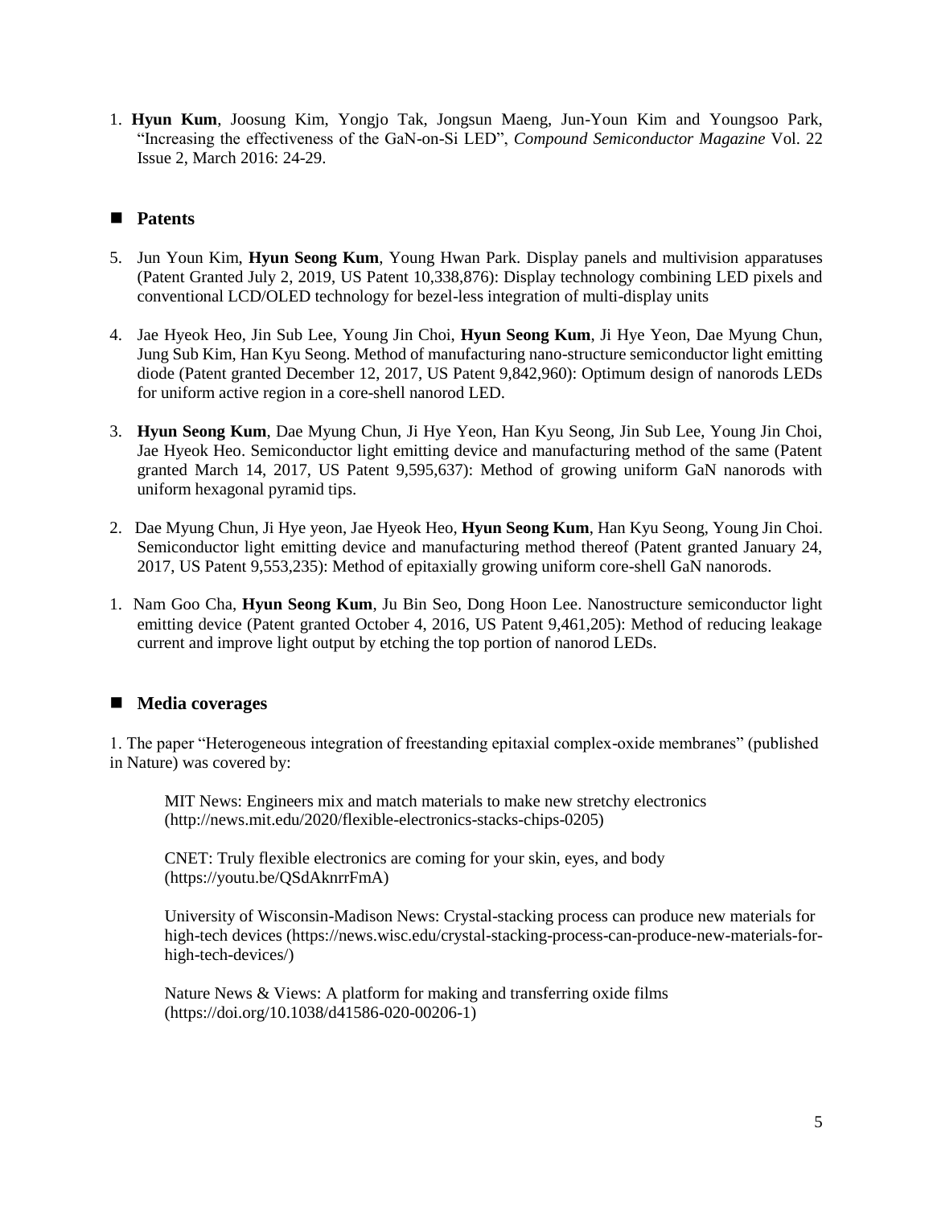1. **Hyun Kum**, Joosung Kim, Yongjo Tak, Jongsun Maeng, Jun-Youn Kim and Youngsoo Park, "Increasing the effectiveness of the GaN-on-Si LED", *Compound Semiconductor Magazine* Vol. 22 Issue 2, March 2016: 24-29.

## ■ Patents

5. Jun Youn Kim, **Hyun Seong Kum**, Young Hwan Park. Display panels and multivision apparatuses (Patent Granted July 2, 2019, US Patent 10,338,876): Display technology combining LED pixels and conventional LCD/OLED technology for bezel-less integration of multi-display units

4. Jae Hyeok Heo, Jin Sub Lee, Young Jin Choi, **Hyun Seong Kum**, Ji Hye Yeon, Dae Myung Chun, Jung Sub Kim, Han Kyu Seong. Method of manufacturing nano-structure semiconductor light emitting diode (Patent granted December 12, 2017, US Patent 9,842,960): Optimum design of nanorods LEDs for uniform active region in a core-shell nanorod LED.

3. **Hyun Seong Kum**, Dae Myung Chun, Ji Hye Yeon, Han Kyu Seong, Jin Sub Lee, Young Jin Choi, Jae Hyeok Heo. Semiconductor light emitting device and manufacturing method of the same (Patent granted March 14, 2017, US Patent 9,595,637): Method of growing uniform GaN nanorods with uniform hexagonal pyramid tips.

2. Dae Myung Chun, Ji Hye yeon, Jae Hyeok Heo, **Hyun Seong Kum**, Han Kyu Seong, Young Jin Choi. Semiconductor light emitting device and manufacturing method thereof (Patent granted January 24, 2017, US Patent 9,553,235): Method of epitaxially growing uniform core-shell GaN nanorods.

1. Nam Goo Cha, **Hyun Seong Kum**, Ju Bin Seo, Dong Hoon Lee. Nanostructure semiconductor light emitting device (Patent granted October 4, 2016, US Patent 9,461,205): Method of reducing leakage current and improve light output by etching the top portion of nanorod LEDs.

## ■ Media coverages

1. The paper "Heterogeneous integration of freestanding epitaxial complex-oxide membranes" (published in Nature) was covered by:

MIT News: Engineers mix and match materials to make new stretchy electronics (http://news.mit.edu/2020/flexible-electronics-stacks-chips-0205)

CNET: Truly flexible electronics are coming for your skin, eyes, and body (https://youtu.be/QSdAknrrFmA)

University of Wisconsin-Madison News: Crystal-stacking process can produce new materials for high-tech devices (https://news.wisc.edu/crystal-stacking-process-can-produce-new-materials-for-high-tech-devices/)

Nature News & Views: A platform for making and transferring oxide films (https://doi.org/10.1038/d41586-020-00206-1)